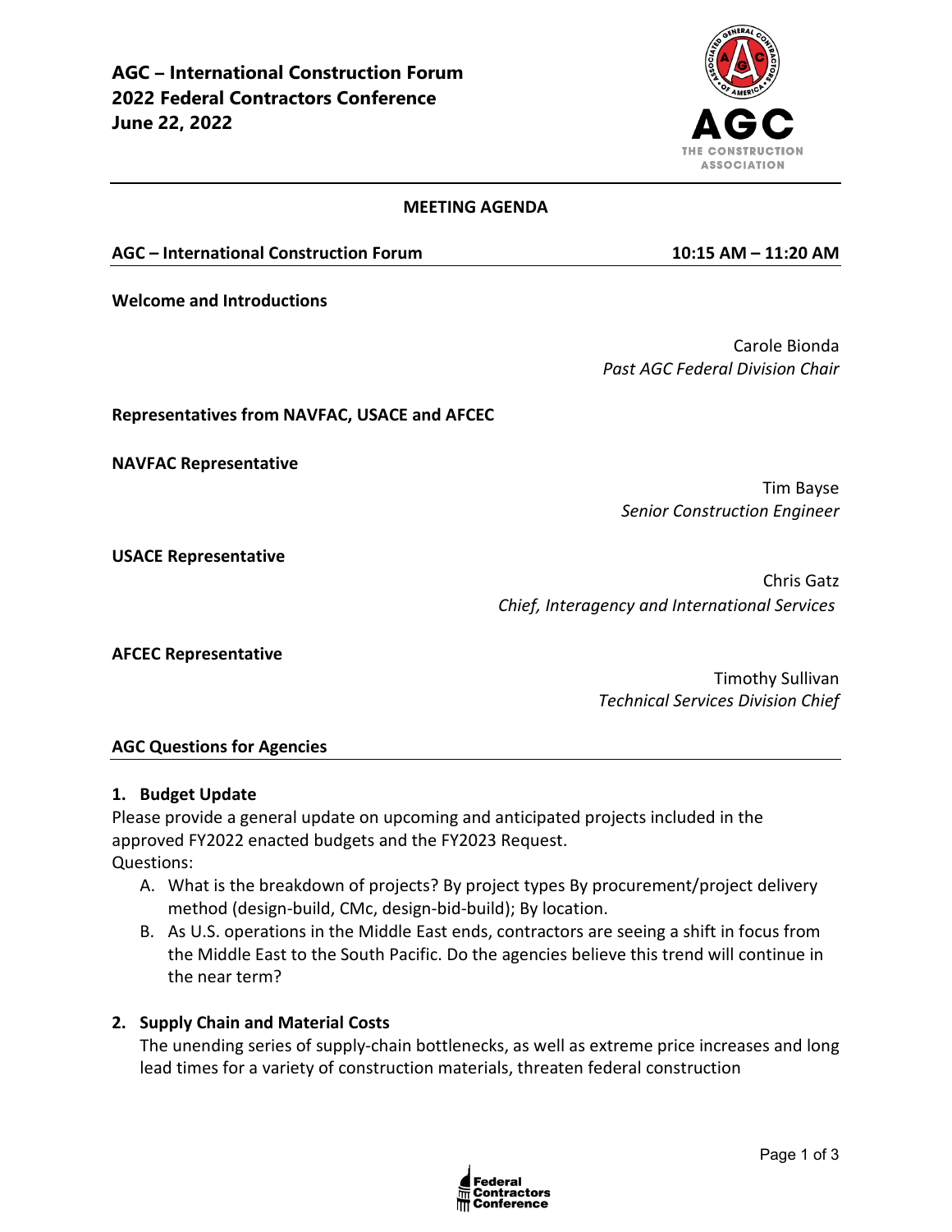# AGC – International Construction Forum
# 2022 Federal Contractors Conference
# June 22, 2022

## MEETING AGENDA

**AGC – International Construction Forum** **10:15 AM – 11:20 AM**

**Welcome and Introductions**

Carole Bionda
*Past AGC Federal Division Chair*

**Representatives from NAVFAC, USACE and AFCEC**

**NAVFAC Representative**

Tim Bayse
*Senior Construction Engineer*

**USACE Representative**

Chris Gatz
*Chief, Interagency and International Services*

**AFCEC Representative**

Timothy Sullivan
*Technical Services Division Chief*

### AGC Questions for Agencies

**1. Budget Update**

Please provide a general update on upcoming and anticipated projects included in the approved FY2022 enacted budgets and the FY2023 Request.

Questions:

A. What is the breakdown of projects? By project types By procurement/project delivery method (design-build, CMc, design-bid-build); By location.

B. As U.S. operations in the Middle East ends, contractors are seeing a shift in focus from the Middle East to the South Pacific. Do the agencies believe this trend will continue in the near term?

**2. Supply Chain and Material Costs**

The unending series of supply-chain bottlenecks, as well as extreme price increases and long lead times for a variety of construction materials, threaten federal construction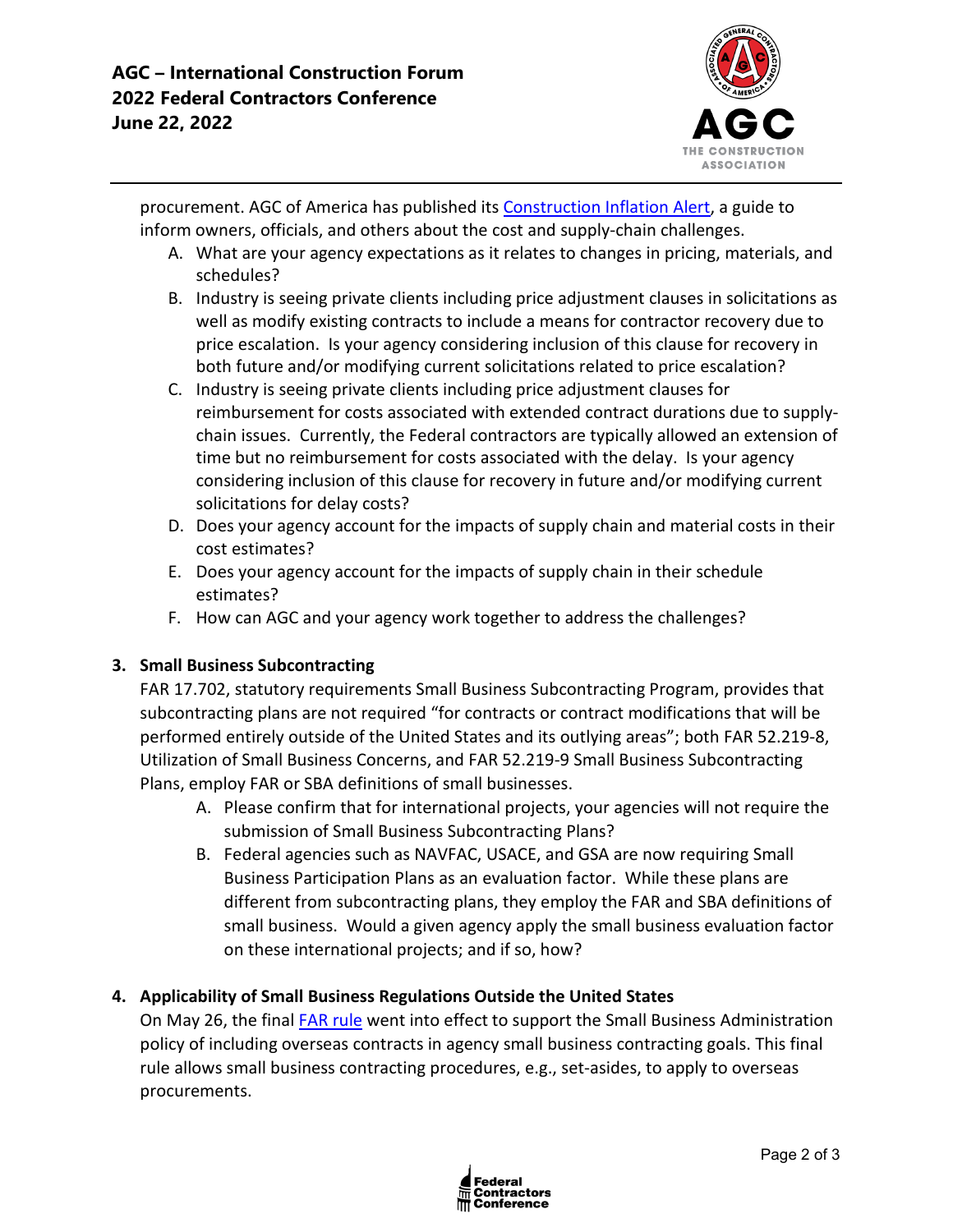procurement. AGC of America has published its [Construction Inflation Alert](), a guide to inform owners, officials, and others about the cost and supply-chain challenges.

A. What are your agency expectations as it relates to changes in pricing, materials, and schedules?
B. Industry is seeing private clients including price adjustment clauses in solicitations as well as modify existing contracts to include a means for contractor recovery due to price escalation. Is your agency considering inclusion of this clause for recovery in both future and/or modifying current solicitations related to price escalation?
C. Industry is seeing private clients including price adjustment clauses for reimbursement for costs associated with extended contract durations due to supply-chain issues. Currently, the Federal contractors are typically allowed an extension of time but no reimbursement for costs associated with the delay. Is your agency considering inclusion of this clause for recovery in future and/or modifying current solicitations for delay costs?
D. Does your agency account for the impacts of supply chain and material costs in their cost estimates?
E. Does your agency account for the impacts of supply chain in their schedule estimates?
F. How can AGC and your agency work together to address the challenges?

**3. Small Business Subcontracting**

FAR 17.702, statutory requirements Small Business Subcontracting Program, provides that subcontracting plans are not required "for contracts or contract modifications that will be performed entirely outside of the United States and its outlying areas"; both FAR 52.219-8, Utilization of Small Business Concerns, and FAR 52.219-9 Small Business Subcontracting Plans, employ FAR or SBA definitions of small businesses.

A. Please confirm that for international projects, your agencies will not require the submission of Small Business Subcontracting Plans?
B. Federal agencies such as NAVFAC, USACE, and GSA are now requiring Small Business Participation Plans as an evaluation factor. While these plans are different from subcontracting plans, they employ the FAR and SBA definitions of small business. Would a given agency apply the small business evaluation factor on these international projects; and if so, how?

**4. Applicability of Small Business Regulations Outside the United States**

On May 26, the final [FAR rule]() went into effect to support the Small Business Administration policy of including overseas contracts in agency small business contracting goals. This final rule allows small business contracting procedures, e.g., set-asides, to apply to overseas procurements.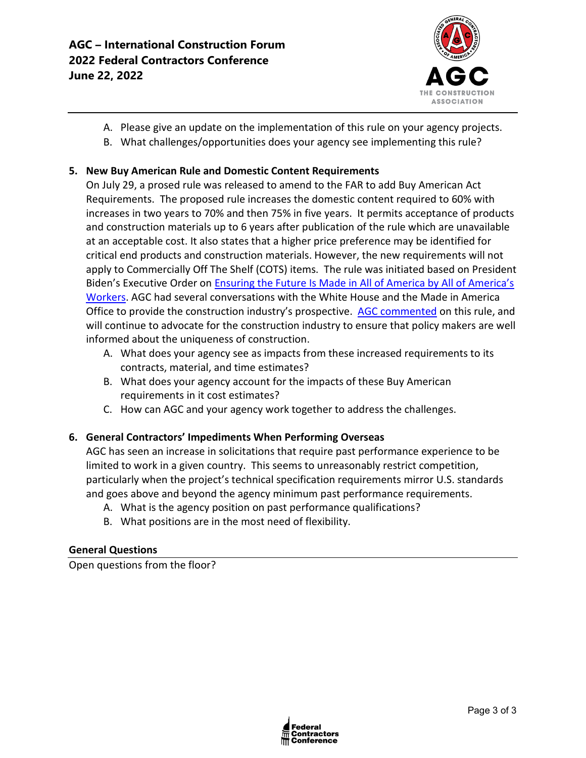A. Please give an update on the implementation of this rule on your agency projects.
B. What challenges/opportunities does your agency see implementing this rule?

**5. New Buy American Rule and Domestic Content Requirements**

On July 29, a prosed rule was released to amend to the FAR to add Buy American Act Requirements. The proposed rule increases the domestic content required to 60% with increases in two years to 70% and then 75% in five years. It permits acceptance of products and construction materials up to 6 years after publication of the rule which are unavailable at an acceptable cost. It also states that a higher price preference may be identified for critical end products and construction materials. However, the new requirements will not apply to Commercially Off The Shelf (COTS) items. The rule was initiated based on President Biden's Executive Order on Ensuring the Future Is Made in All of America by All of America's Workers. AGC had several conversations with the White House and the Made in America Office to provide the construction industry's prospective. AGC commented on this rule, and will continue to advocate for the construction industry to ensure that policy makers are well informed about the uniqueness of construction.

A. What does your agency see as impacts from these increased requirements to its contracts, material, and time estimates?
B. What does your agency account for the impacts of these Buy American requirements in it cost estimates?
C. How can AGC and your agency work together to address the challenges.

**6. General Contractors' Impediments When Performing Overseas**

AGC has seen an increase in solicitations that require past performance experience to be limited to work in a given country. This seems to unreasonably restrict competition, particularly when the project's technical specification requirements mirror U.S. standards and goes above and beyond the agency minimum past performance requirements.

A. What is the agency position on past performance qualifications?
B. What positions are in the most need of flexibility.

**General Questions**

Open questions from the floor?